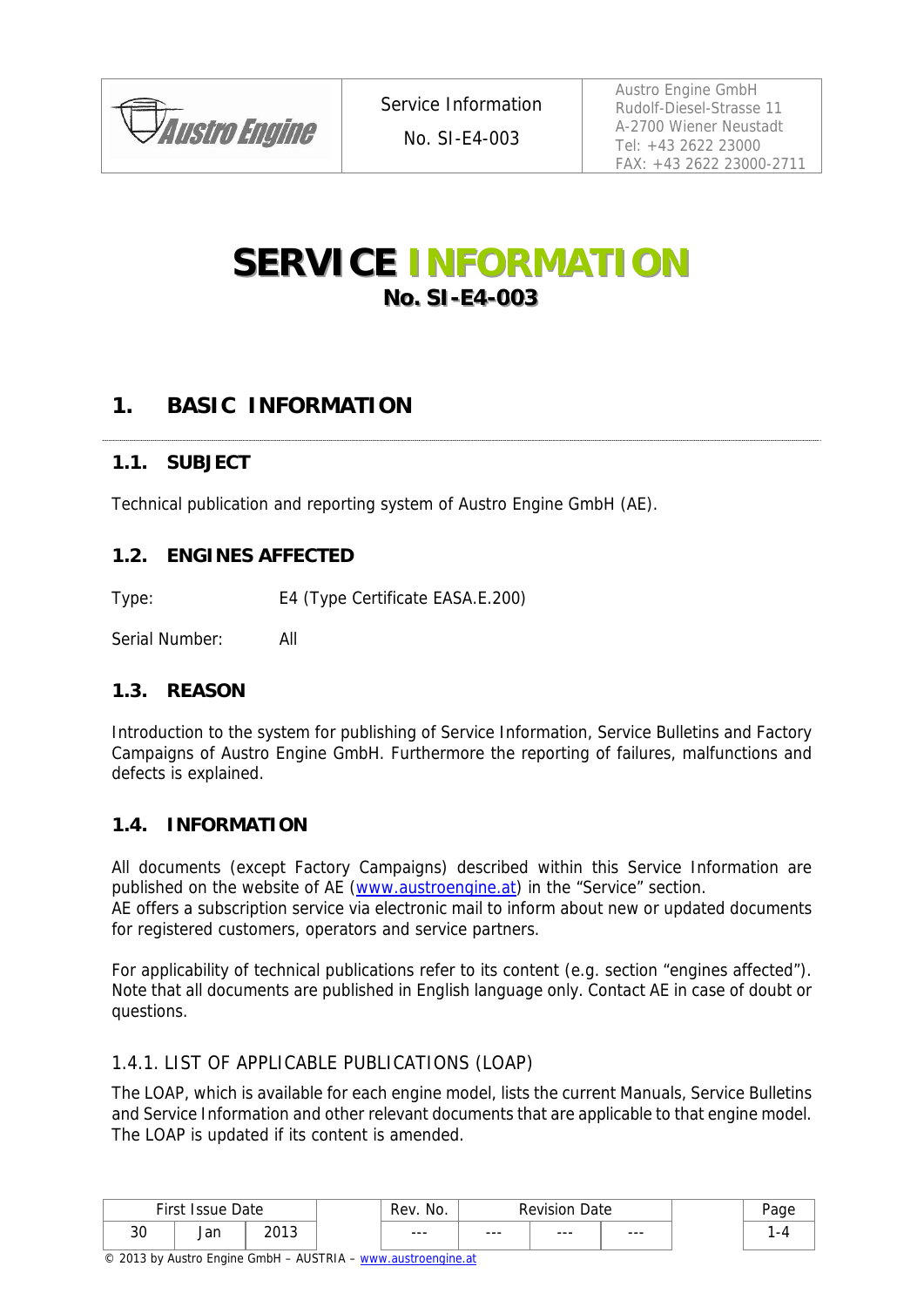# SERVICE INFORMATION

**No. SI-E4-003**

## 1. BASIC INFORMATION

### 1.1. SUBJECT

Technical publication and reporting system of Austro Engine GmbH (AE).

### 1.2. ENGINES AFFECTED

Type: E4 (Type Certificate EASA.E.200)

Serial Number: All

### 1.3. REASON

Introduction to the system for publishing of Service Information, Service Bulletins and Factory Campaigns of Austro Engine GmbH. Furthermore the reporting of failures, malfunctions and defects is explained.

### 1.4. INFORMATION

All documents (except Factory Campaigns) described within this Service Information are published on the website of AE (www.austroengine.at) in the "Service" section.
AE offers a subscription service via electronic mail to inform about new or updated documents for registered customers, operators and service partners.

For applicability of technical publications refer to its content (e.g. section "engines affected"). Note that all documents are published in English language only. Contact AE in case of doubt or questions.

#### 1.4.1. LIST OF APPLICABLE PUBLICATIONS (LOAP)

The LOAP, which is available for each engine model, lists the current Manuals, Service Bulletins and Service Information and other relevant documents that are applicable to that engine model. The LOAP is updated if its content is amended.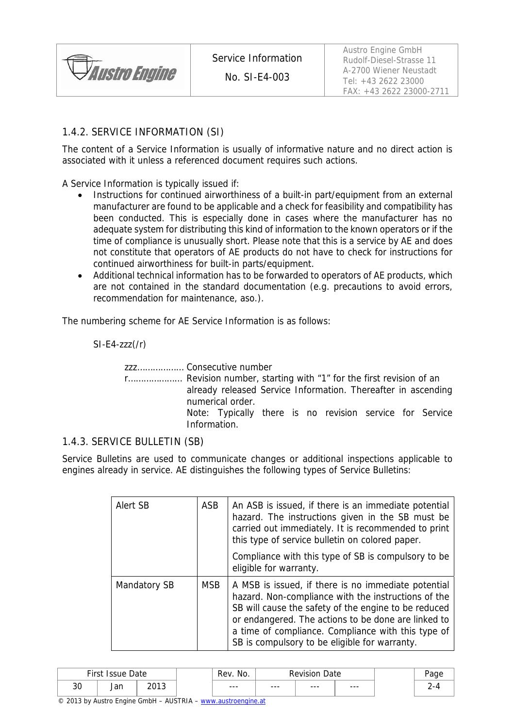### 1.4.2. SERVICE INFORMATION (SI)

The content of a Service Information is usually of informative nature and no direct action is associated with it unless a referenced document requires such actions.

A Service Information is typically issued if:

- Instructions for continued airworthiness of a built-in part/equipment from an external manufacturer are found to be applicable and a check for feasibility and compatibility has been conducted. This is especially done in cases where the manufacturer has no adequate system for distributing this kind of information to the known operators or if the time of compliance is unusually short. Please note that this is a service by AE and does not constitute that operators of AE products do not have to check for instructions for continued airworthiness for built-in parts/equipment.
- Additional technical information has to be forwarded to operators of AE products, which are not contained in the standard documentation (e.g. precautions to avoid errors, recommendation for maintenance, aso.).

The numbering scheme for AE Service Information is as follows:

SI-E4-zzz(/r)

zzz................. Consecutive number

r..................... Revision number, starting with "1" for the first revision of an already released Service Information. Thereafter in ascending numerical order.
Note: Typically there is no revision service for Service Information.

### 1.4.3. SERVICE BULLETIN (SB)

Service Bulletins are used to communicate changes or additional inspections applicable to engines already in service. AE distinguishes the following types of Service Bulletins:

| | | |
|---|---|---|
| Alert SB | ASB | An ASB is issued, if there is an immediate potential hazard. The instructions given in the SB must be carried out immediately. It is recommended to print this type of service bulletin on colored paper.<br><br>Compliance with this type of SB is compulsory to be eligible for warranty. |
| Mandatory SB | MSB | A MSB is issued, if there is no immediate potential hazard. Non-compliance with the instructions of the SB will cause the safety of the engine to be reduced or endangered. The actions to be done are linked to a time of compliance. Compliance with this type of SB is compulsory to be eligible for warranty. |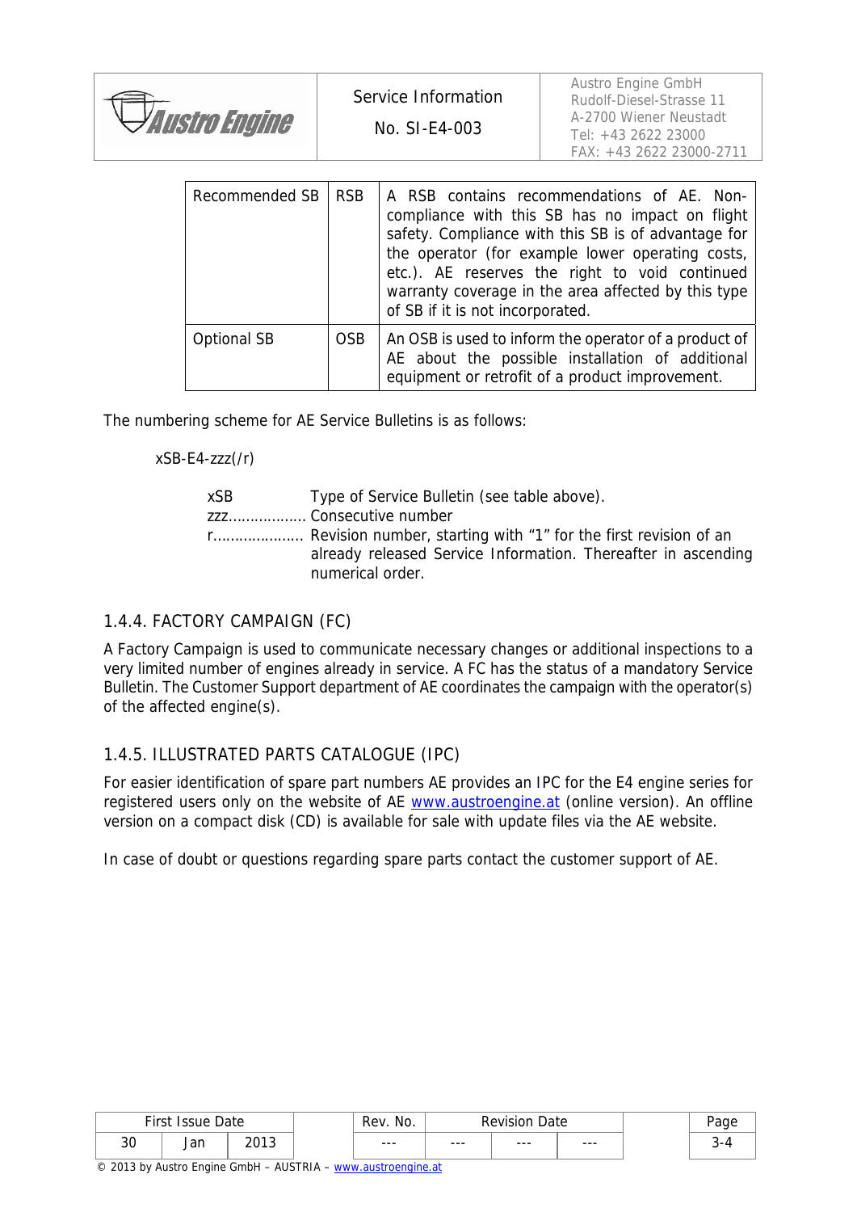| Recommended SB | RSB | A RSB contains recommendations of AE. Non-compliance with this SB has no impact on flight safety. Compliance with this SB is of advantage for the operator (for example lower operating costs, etc.). AE reserves the right to void continued warranty coverage in the area affected by this type of SB if it is not incorporated. |
|---|---|---|
| Optional SB | OSB | An OSB is used to inform the operator of a product of AE about the possible installation of additional equipment or retrofit of a product improvement. |

The numbering scheme for AE Service Bulletins is as follows:

xSB-E4-zzz(/r)

xSB Type of Service Bulletin (see table above).
zzz.................. Consecutive number
r...................... Revision number, starting with "1" for the first revision of an already released Service Information. Thereafter in ascending numerical order.

## 1.4.4. FACTORY CAMPAIGN (FC)

A Factory Campaign is used to communicate necessary changes or additional inspections to a very limited number of engines already in service. A FC has the status of a mandatory Service Bulletin. The Customer Support department of AE coordinates the campaign with the operator(s) of the affected engine(s).

## 1.4.5. ILLUSTRATED PARTS CATALOGUE (IPC)

For easier identification of spare part numbers AE provides an IPC for the E4 engine series for registered users only on the website of AE www.austroengine.at (online version). An offline version on a compact disk (CD) is available for sale with update files via the AE website.

In case of doubt or questions regarding spare parts contact the customer support of AE.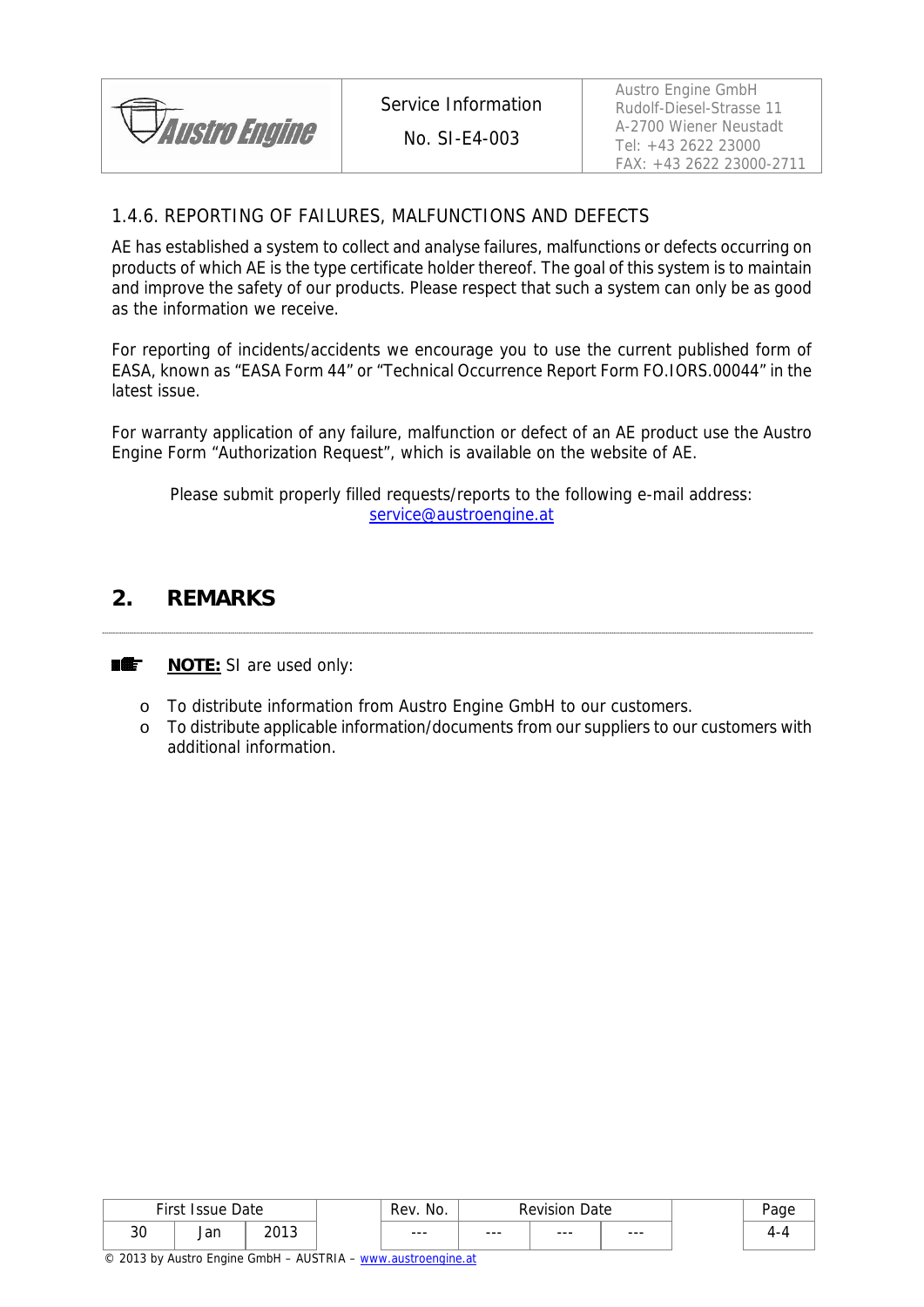### 1.4.6. REPORTING OF FAILURES, MALFUNCTIONS AND DEFECTS

AE has established a system to collect and analyse failures, malfunctions or defects occurring on products of which AE is the type certificate holder thereof. The goal of this system is to maintain and improve the safety of our products. Please respect that such a system can only be as good as the information we receive.

For reporting of incidents/accidents we encourage you to use the current published form of EASA, known as "EASA Form 44" or "Technical Occurrence Report Form FO.IORS.00044" in the latest issue.

For warranty application of any failure, malfunction or defect of an AE product use the Austro Engine Form "Authorization Request", which is available on the website of AE.

Please submit properly filled requests/reports to the following e-mail address:
service@austroengine.at

## 2. REMARKS

**NOTE:** SI are used only:

- To distribute information from Austro Engine GmbH to our customers.
- To distribute applicable information/documents from our suppliers to our customers with additional information.